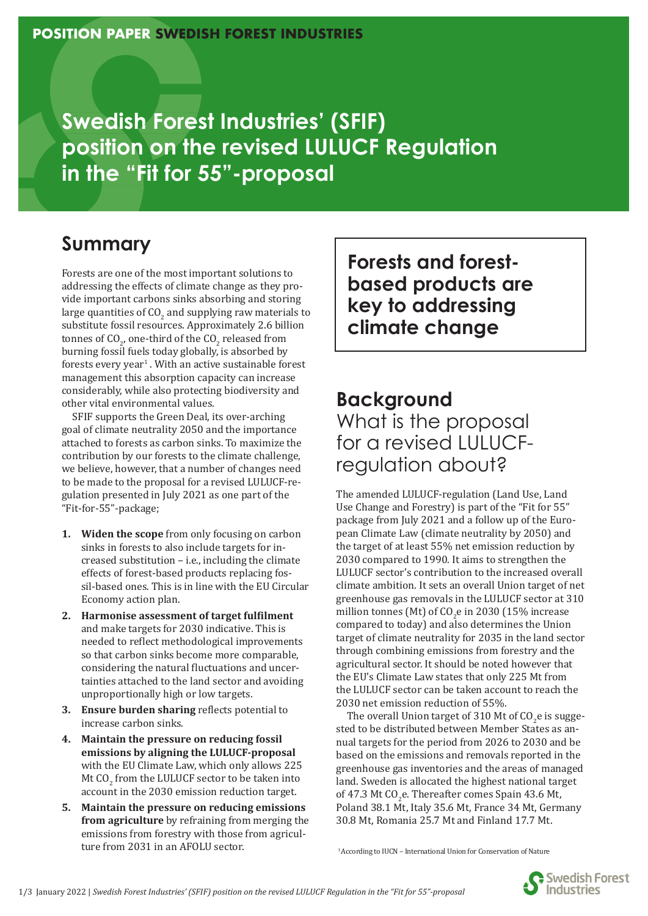**POSITION PAPER SWEDISH FOREST INDUSTRIES**

# Swedish Forest Industries' (SFIF) position on the revised LULUCF Regulation in the "Fit for 55"-proposal

## Summary

Forests are one of the most important solutions to addressing the effects of climate change as they provide important carbons sinks absorbing and storing large quantities of $CO_2$ and supplying raw materials to substitute fossil resources. Approximately 2.6 billion tonnes of $CO_2$, one-third of the $CO_2$ released from burning fossil fuels today globally, is absorbed by forests every year[1]. With an active sustainable forest management this absorption capacity can increase considerably, while also protecting biodiversity and other vital environmental values.

SFIF supports the Green Deal, its over-arching goal of climate neutrality 2050 and the importance attached to forests as carbon sinks. To maximize the contribution by our forests to the climate challenge, we believe, however, that a number of changes need to be made to the proposal for a revised LULUCF-regulation presented in July 2021 as one part of the "Fit-for-55"-package;

1. **Widen the scope** from only focusing on carbon sinks in forests to also include targets for increased substitution – i.e., including the climate effects of forest-based products replacing fossil-based ones. This is in line with the EU Circular Economy action plan.
2. **Harmonise assessment of target fulfilment** and make targets for 2030 indicative. This is needed to reflect methodological improvements so that carbon sinks become more comparable, considering the natural fluctuations and uncertainties attached to the land sector and avoiding unproportionally high or low targets.
3. **Ensure burden sharing** reflects potential to increase carbon sinks.
4. **Maintain the pressure on reducing fossil emissions by aligning the LULUCF-proposal** with the EU Climate Law, which only allows 225 Mt $CO_2$ from the LULUCF sector to be taken into account in the 2030 emission reduction target.
5. **Maintain the pressure on reducing emissions from agriculture** by refraining from merging the emissions from forestry with those from agriculture from 2031 in an AFOLU sector.

**Forests and forest-based products are key to addressing climate change**

## Background

### What is the proposal for a revised LULUCF-regulation about?

The amended LULUCF-regulation (Land Use, Land Use Change and Forestry) is part of the "Fit for 55" package from July 2021 and a follow up of the European Climate Law (climate neutrality by 2050) and the target of at least 55% net emission reduction by 2030 compared to 1990. It aims to strengthen the LULUCF sector's contribution to the increased overall climate ambition. It sets an overall Union target of net greenhouse gas removals in the LULUCF sector at 310 million tonnes (Mt) of $CO_2e$ in 2030 (15% increase compared to today) and also determines the Union target of climate neutrality for 2035 in the land sector through combining emissions from forestry and the agricultural sector. It should be noted however that the EU's Climate Law states that only 225 Mt from the LULUCF sector can be taken account to reach the 2030 net emission reduction of 55%.

The overall Union target of 310 Mt of $CO_2e$ is suggested to be distributed between Member States as annual targets for the period from 2026 to 2030 and be based on the emissions and removals reported in the greenhouse gas inventories and the areas of managed land. Sweden is allocated the highest national target of 47.3 Mt $CO_2e$. Thereafter comes Spain 43.6 Mt, Poland 38.1 Mt, Italy 35.6 Mt, France 34 Mt, Germany 30.8 Mt, Romania 25.7 Mt and Finland 17.7 Mt.

[1] According to IUCN – International Union for Conservation of Nature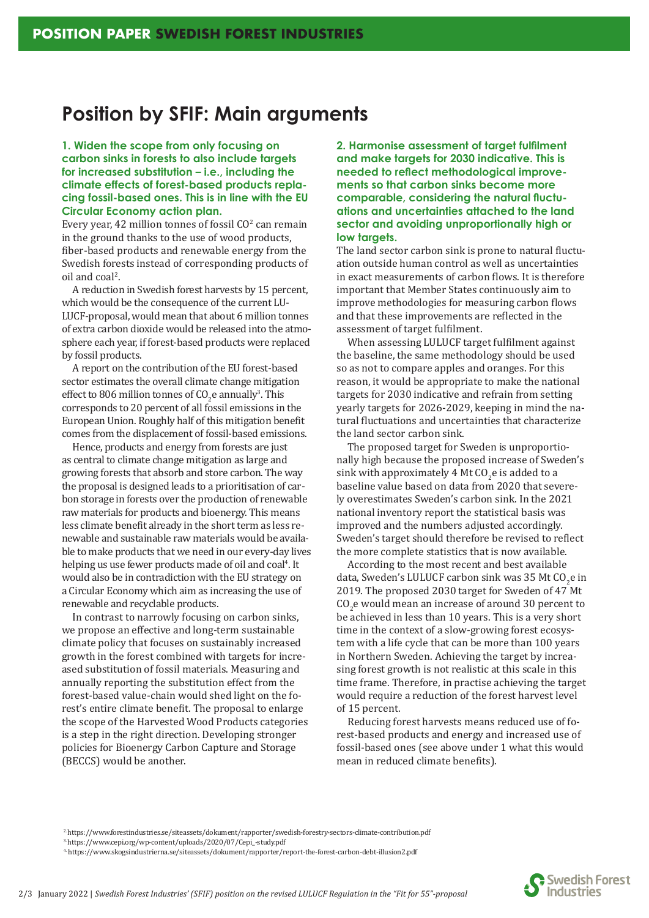# Position by SFIF: Main arguments

### 1. Widen the scope from only focusing on carbon sinks in forests to also include targets for increased substitution – i.e., including the climate effects of forest-based products replacing fossil-based ones. This is in line with the EU Circular Economy action plan.

Every year, 42 million tonnes of fossil $CO_2$ can remain in the ground thanks to the use of wood products, fiber-based products and renewable energy from the Swedish forests instead of corresponding products of oil and coal[2].

A reduction in Swedish forest harvests by 15 percent, which would be the consequence of the current LULUCF-proposal, would mean that about 6 million tonnes of extra carbon dioxide would be released into the atmosphere each year, if forest-based products were replaced by fossil products.

A report on the contribution of the EU forest-based sector estimates the overall climate change mitigation effect to 806 million tonnes of $CO_2e$ annually[3]. This corresponds to 20 percent of all fossil emissions in the European Union. Roughly half of this mitigation benefit comes from the displacement of fossil-based emissions.

Hence, products and energy from forests are just as central to climate change mitigation as large and growing forests that absorb and store carbon. The way the proposal is designed leads to a prioritisation of carbon storage in forests over the production of renewable raw materials for products and bioenergy. This means less climate benefit already in the short term as less renewable and sustainable raw materials would be available to make products that we need in our every-day lives helping us use fewer products made of oil and coal[4]. It would also be in contradiction with the EU strategy on a Circular Economy which aim as increasing the use of renewable and recyclable products.

In contrast to narrowly focusing on carbon sinks, we propose an effective and long-term sustainable climate policy that focuses on sustainably increased growth in the forest combined with targets for increased substitution of fossil materials. Measuring and annually reporting the substitution effect from the forest-based value-chain would shed light on the forest's entire climate benefit. The proposal to enlarge the scope of the Harvested Wood Products categories is a step in the right direction. Developing stronger policies for Bioenergy Carbon Capture and Storage (BECCS) would be another.

### 2. Harmonise assessment of target fulfilment and make targets for 2030 indicative. This is needed to reflect methodological improvements so that carbon sinks become more comparable, considering the natural fluctuations and uncertainties attached to the land sector and avoiding unproportionally high or low targets.

The land sector carbon sink is prone to natural fluctuation outside human control as well as uncertainties in exact measurements of carbon flows. It is therefore important that Member States continuously aim to improve methodologies for measuring carbon flows and that these improvements are reflected in the assessment of target fulfilment.

When assessing LULUCF target fulfilment against the baseline, the same methodology should be used so as not to compare apples and oranges. For this reason, it would be appropriate to make the national targets for 2030 indicative and refrain from setting yearly targets for 2026-2029, keeping in mind the natural fluctuations and uncertainties that characterize the land sector carbon sink.

The proposed target for Sweden is unproportionally high because the proposed increase of Sweden's sink with approximately 4 Mt $CO_2e$ is added to a baseline value based on data from 2020 that severely overestimates Sweden's carbon sink. In the 2021 national inventory report the statistical basis was improved and the numbers adjusted accordingly. Sweden's target should therefore be revised to reflect the more complete statistics that is now available.

According to the most recent and best available data, Sweden's LULUCF carbon sink was 35 Mt $CO_2e$ in 2019. The proposed 2030 target for Sweden of 47 Mt $CO_2e$ would mean an increase of around 30 percent to be achieved in less than 10 years. This is a very short time in the context of a slow-growing forest ecosystem with a life cycle that can be more than 100 years in Northern Sweden. Achieving the target by increasing forest growth is not realistic at this scale in this time frame. Therefore, in practise achieving the target would require a reduction of the forest harvest level of 15 percent.

Reducing forest harvests means reduced use of forest-based products and energy and increased use of fossil-based ones (see above under 1 what this would mean in reduced climate benefits).

---

[2] https://www.forestindustries.se/siteassets/dokument/rapporter/swedish-forestry-sectors-climate-contribution.pdf

[3] https://www.cepi.org/wp-content/uploads/2020/07/Cepi_-study.pdf

[4] https://www.skogsindustrierna.se/siteassets/dokument/rapporter/report-the-forest-carbon-debt-illusion2.pdf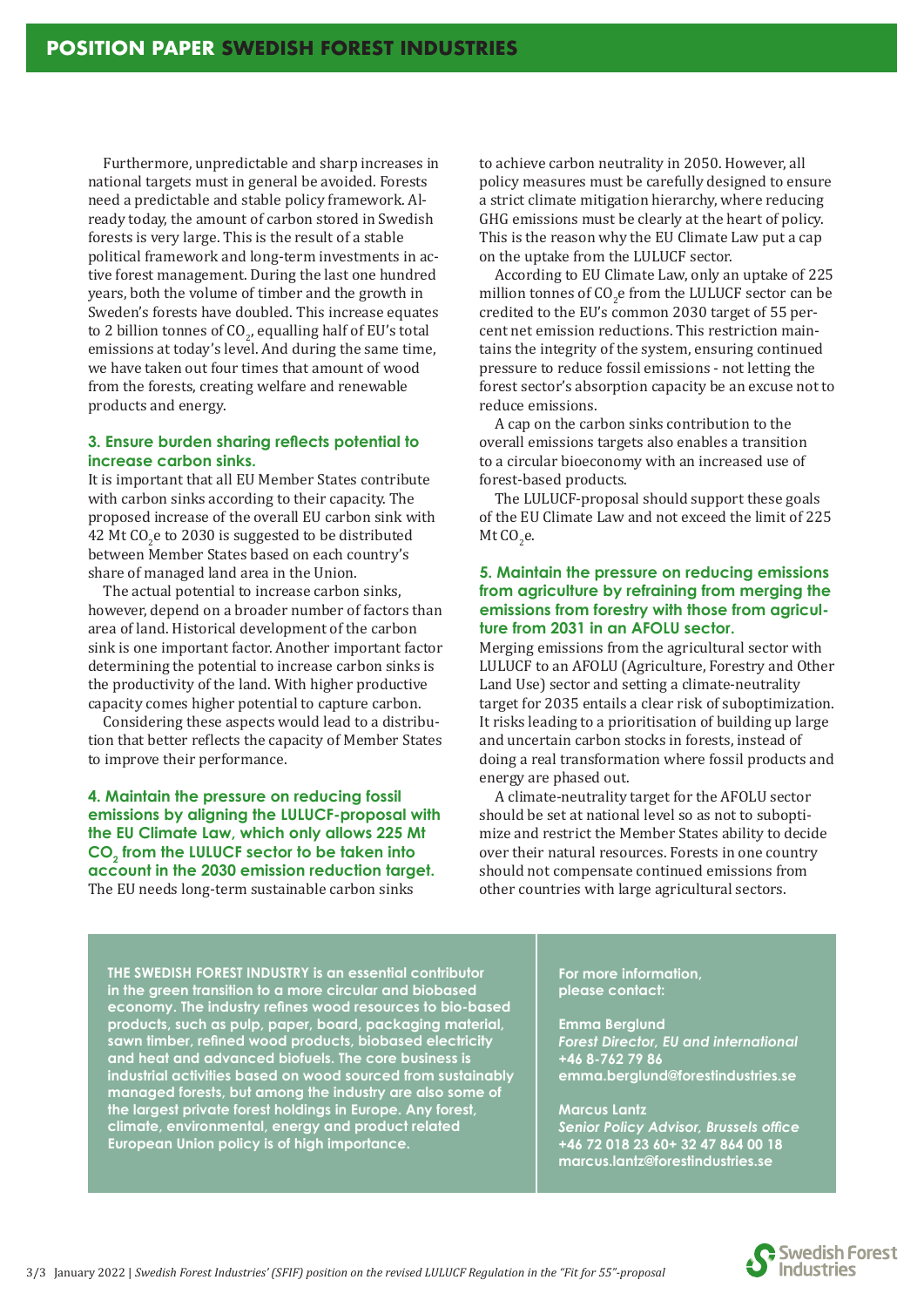Furthermore, unpredictable and sharp increases in national targets must in general be avoided. Forests need a predictable and stable policy framework. Already today, the amount of carbon stored in Swedish forests is very large. This is the result of a stable political framework and long-term investments in active forest management. During the last one hundred years, both the volume of timber and the growth in Sweden's forests have doubled. This increase equates to 2 billion tonnes of $CO_2$, equalling half of EU's total emissions at today's level. And during the same time, we have taken out four times that amount of wood from the forests, creating welfare and renewable products and energy.

### 3. Ensure burden sharing reflects potential to increase carbon sinks.

It is important that all EU Member States contribute with carbon sinks according to their capacity. The proposed increase of the overall EU carbon sink with 42 Mt $CO_2$e to 2030 is suggested to be distributed between Member States based on each country's share of managed land area in the Union.

The actual potential to increase carbon sinks, however, depend on a broader number of factors than area of land. Historical development of the carbon sink is one important factor. Another important factor determining the potential to increase carbon sinks is the productivity of the land. With higher productive capacity comes higher potential to capture carbon.

Considering these aspects would lead to a distribution that better reflects the capacity of Member States to improve their performance.

### 4. Maintain the pressure on reducing fossil emissions by aligning the LULUCF-proposal with the EU Climate Law, which only allows 225 Mt $CO_2$ from the LULUCF sector to be taken into account in the 2030 emission reduction target.

The EU needs long-term sustainable carbon sinks to achieve carbon neutrality in 2050. However, all policy measures must be carefully designed to ensure a strict climate mitigation hierarchy, where reducing GHG emissions must be clearly at the heart of policy. This is the reason why the EU Climate Law put a cap on the uptake from the LULUCF sector.

According to EU Climate Law, only an uptake of 225 million tonnes of $CO_2$e from the LULUCF sector can be credited to the EU's common 2030 target of 55 percent net emission reductions. This restriction maintains the integrity of the system, ensuring continued pressure to reduce fossil emissions - not letting the forest sector's absorption capacity be an excuse not to reduce emissions.

A cap on the carbon sinks contribution to the overall emissions targets also enables a transition to a circular bioeconomy with an increased use of forest-based products.

The LULUCF-proposal should support these goals of the EU Climate Law and not exceed the limit of 225 Mt $CO_2$e.

### 5. Maintain the pressure on reducing emissions from agriculture by refraining from merging the emissions from forestry with those from agriculture from 2031 in an AFOLU sector.

Merging emissions from the agricultural sector with LULUCF to an AFOLU (Agriculture, Forestry and Other Land Use) sector and setting a climate-neutrality target for 2035 entails a clear risk of suboptimization. It risks leading to a prioritisation of building up large and uncertain carbon stocks in forests, instead of doing a real transformation where fossil products and energy are phased out.

A climate-neutrality target for the AFOLU sector should be set at national level so as not to suboptimize and restrict the Member States ability to decide over their natural resources. Forests in one country should not compensate continued emissions from other countries with large agricultural sectors.

**THE SWEDISH FOREST INDUSTRY is an essential contributor in the green transition to a more circular and biobased economy. The industry refines wood resources to bio-based products, such as pulp, paper, board, packaging material, sawn timber, refined wood products, biobased electricity and heat and advanced biofuels. The core business is industrial activities based on wood sourced from sustainably managed forests, but among the industry are also some of the largest private forest holdings in Europe. Any forest, climate, environmental, energy and product related European Union policy is of high importance.**

**For more information, please contact:**

**Emma Berglund**
*Forest Director, EU and international*
+46 8-762 79 86
emma.berglund@forestindustries.se

**Marcus Lantz**
*Senior Policy Advisor, Brussels office*
+46 72 018 23 60+ 32 47 864 00 18
marcus.lantz@forestindustries.se